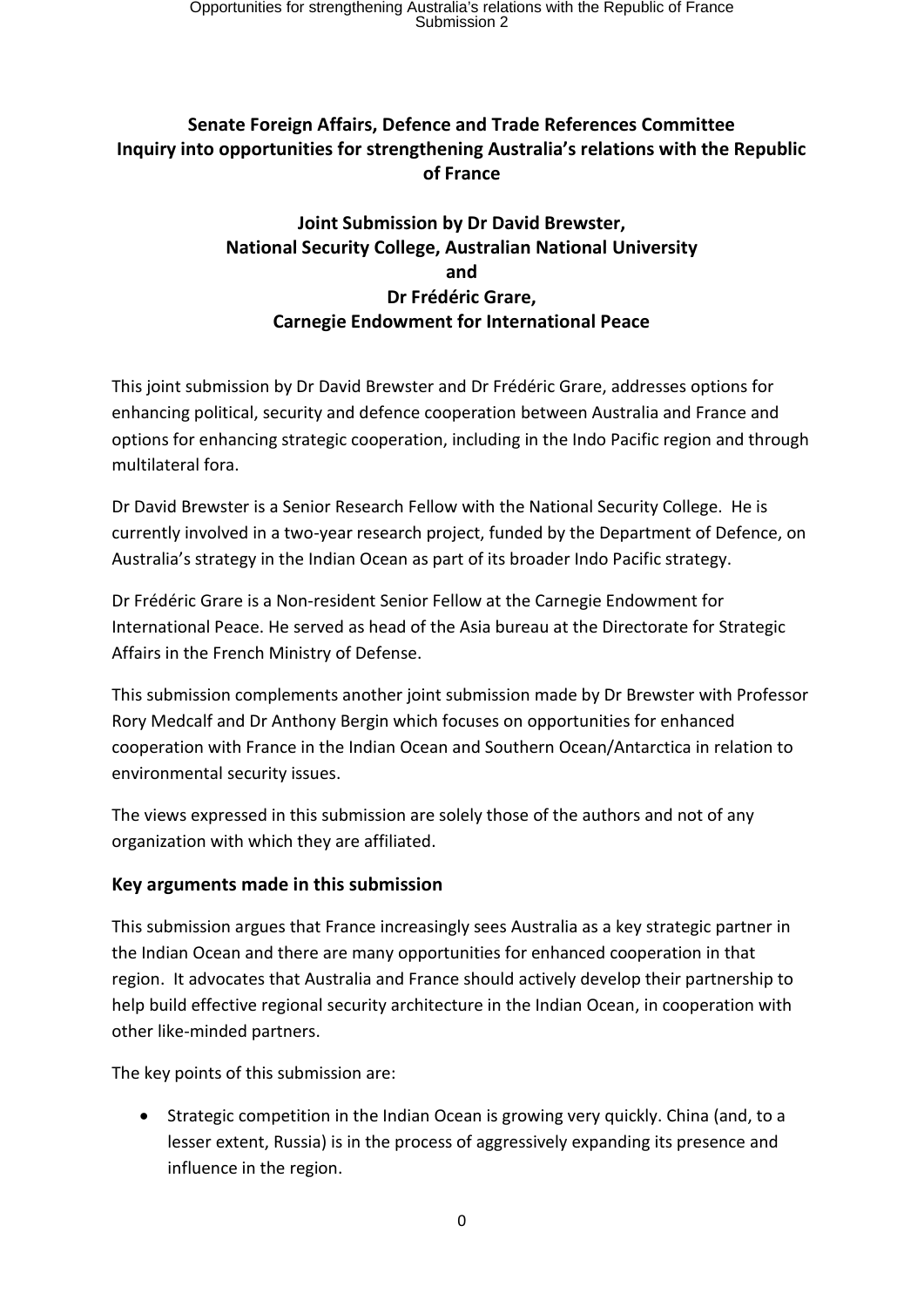**Senate Foreign Affairs, Defence and Trade References Committee**
**Inquiry into opportunities for strengthening Australia's relations with the Republic of France**

**Joint Submission by Dr David Brewster,**
**National Security College, Australian National University**
**and**
**Dr Frédéric Grare,**
**Carnegie Endowment for International Peace**

This joint submission by Dr David Brewster and Dr Frédéric Grare, addresses options for enhancing political, security and defence cooperation between Australia and France and options for enhancing strategic cooperation, including in the Indo Pacific region and through multilateral fora.

Dr David Brewster is a Senior Research Fellow with the National Security College. He is currently involved in a two-year research project, funded by the Department of Defence, on Australia's strategy in the Indian Ocean as part of its broader Indo Pacific strategy.

Dr Frédéric Grare is a Non-resident Senior Fellow at the Carnegie Endowment for International Peace. He served as head of the Asia bureau at the Directorate for Strategic Affairs in the French Ministry of Defense.

This submission complements another joint submission made by Dr Brewster with Professor Rory Medcalf and Dr Anthony Bergin which focuses on opportunities for enhanced cooperation with France in the Indian Ocean and Southern Ocean/Antarctica in relation to environmental security issues.

The views expressed in this submission are solely those of the authors and not of any organization with which they are affiliated.

## Key arguments made in this submission

This submission argues that France increasingly sees Australia as a key strategic partner in the Indian Ocean and there are many opportunities for enhanced cooperation in that region. It advocates that Australia and France should actively develop their partnership to help build effective regional security architecture in the Indian Ocean, in cooperation with other like-minded partners.

The key points of this submission are:

- Strategic competition in the Indian Ocean is growing very quickly. China (and, to a lesser extent, Russia) is in the process of aggressively expanding its presence and influence in the region.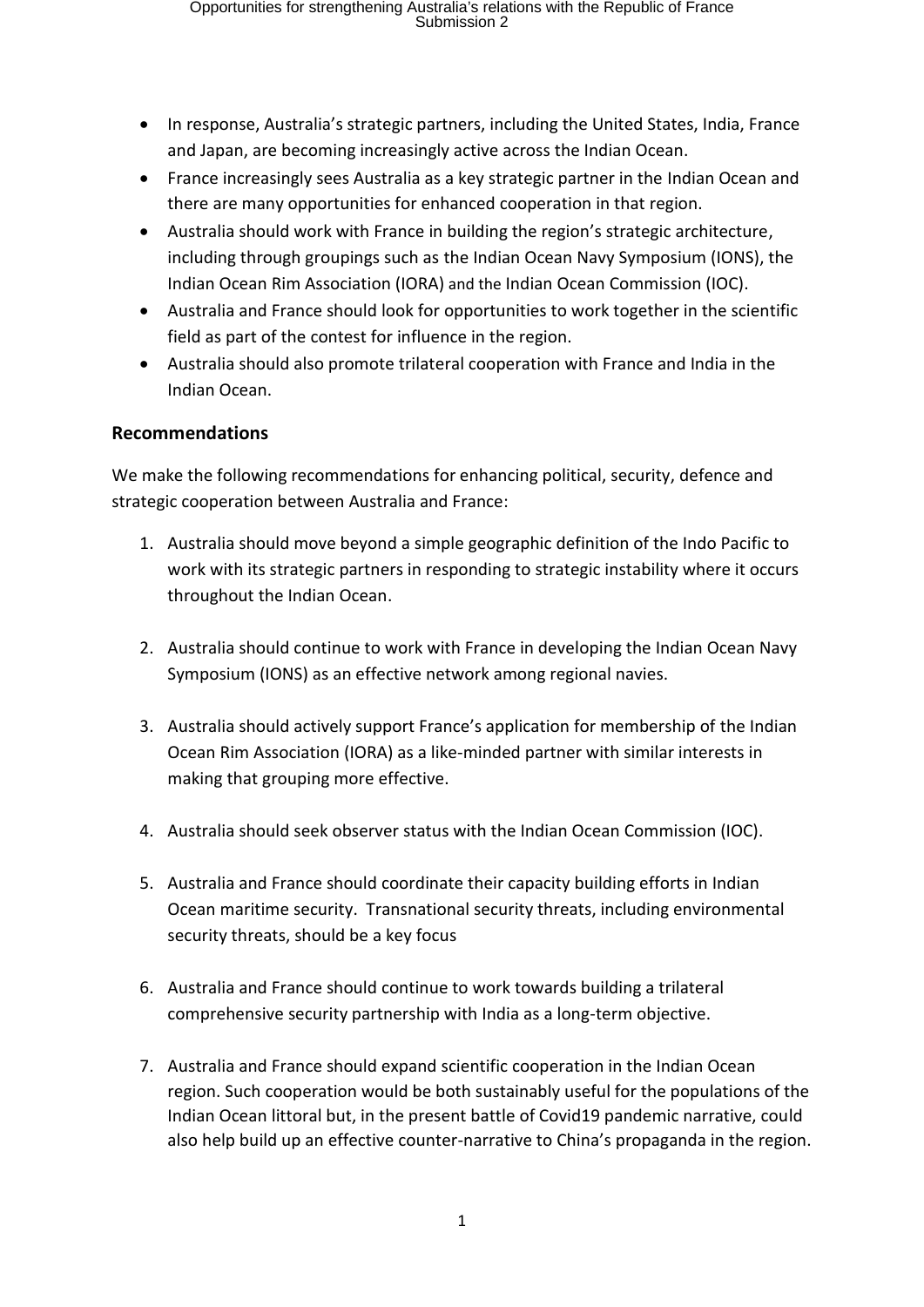- In response, Australia's strategic partners, including the United States, India, France and Japan, are becoming increasingly active across the Indian Ocean.
- France increasingly sees Australia as a key strategic partner in the Indian Ocean and there are many opportunities for enhanced cooperation in that region.
- Australia should work with France in building the region's strategic architecture, including through groupings such as the Indian Ocean Navy Symposium (IONS), the Indian Ocean Rim Association (IORA) and the Indian Ocean Commission (IOC).
- Australia and France should look for opportunities to work together in the scientific field as part of the contest for influence in the region.
- Australia should also promote trilateral cooperation with France and India in the Indian Ocean.

## Recommendations

We make the following recommendations for enhancing political, security, defence and strategic cooperation between Australia and France:

1. Australia should move beyond a simple geographic definition of the Indo Pacific to work with its strategic partners in responding to strategic instability where it occurs throughout the Indian Ocean.

2. Australia should continue to work with France in developing the Indian Ocean Navy Symposium (IONS) as an effective network among regional navies.

3. Australia should actively support France's application for membership of the Indian Ocean Rim Association (IORA) as a like-minded partner with similar interests in making that grouping more effective.

4. Australia should seek observer status with the Indian Ocean Commission (IOC).

5. Australia and France should coordinate their capacity building efforts in Indian Ocean maritime security. Transnational security threats, including environmental security threats, should be a key focus

6. Australia and France should continue to work towards building a trilateral comprehensive security partnership with India as a long-term objective.

7. Australia and France should expand scientific cooperation in the Indian Ocean region. Such cooperation would be both sustainably useful for the populations of the Indian Ocean littoral but, in the present battle of Covid19 pandemic narrative, could also help build up an effective counter-narrative to China's propaganda in the region.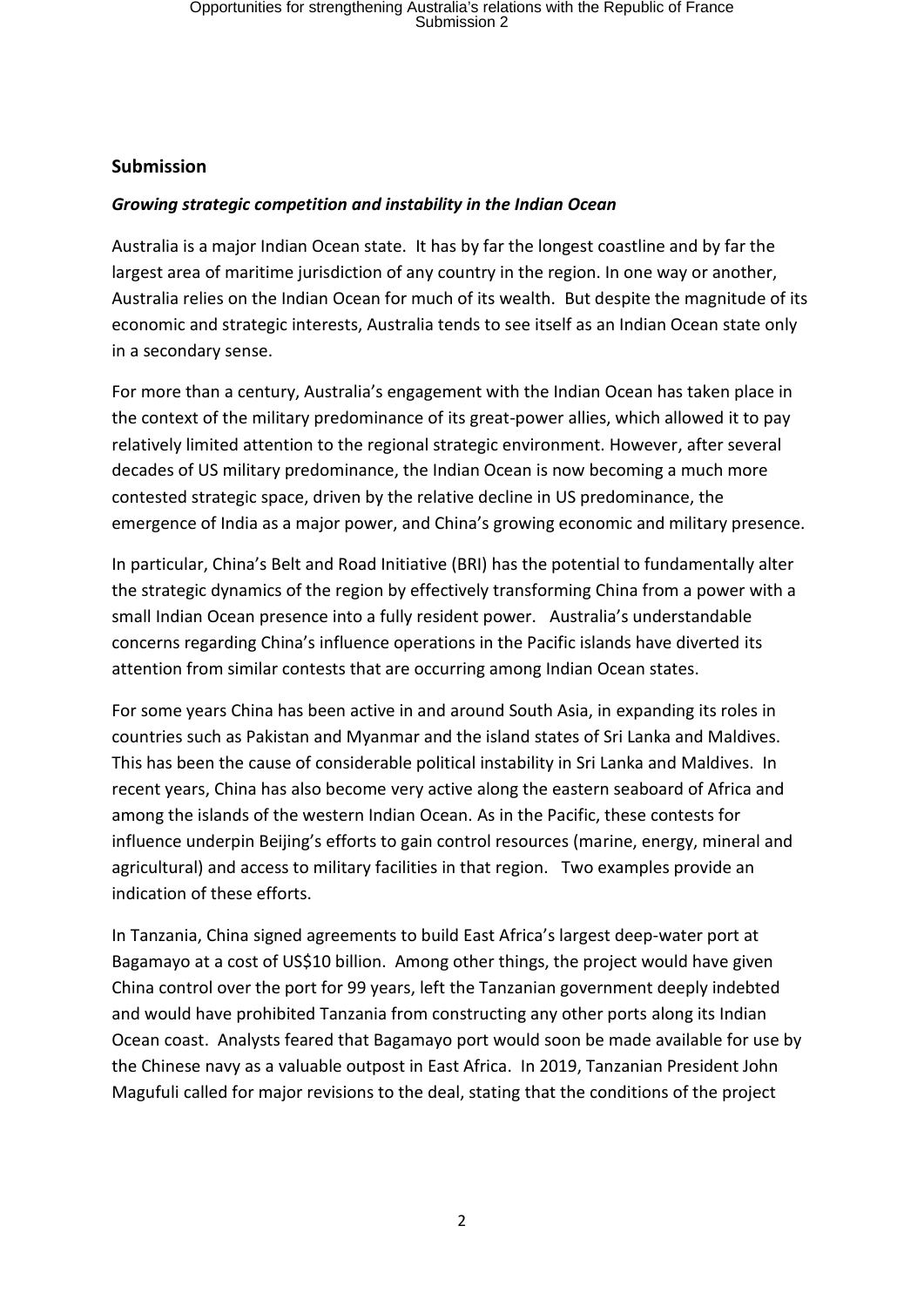## Submission

### *Growing strategic competition and instability in the Indian Ocean*

Australia is a major Indian Ocean state. It has by far the longest coastline and by far the largest area of maritime jurisdiction of any country in the region. In one way or another, Australia relies on the Indian Ocean for much of its wealth. But despite the magnitude of its economic and strategic interests, Australia tends to see itself as an Indian Ocean state only in a secondary sense.

For more than a century, Australia's engagement with the Indian Ocean has taken place in the context of the military predominance of its great-power allies, which allowed it to pay relatively limited attention to the regional strategic environment. However, after several decades of US military predominance, the Indian Ocean is now becoming a much more contested strategic space, driven by the relative decline in US predominance, the emergence of India as a major power, and China's growing economic and military presence.

In particular, China's Belt and Road Initiative (BRI) has the potential to fundamentally alter the strategic dynamics of the region by effectively transforming China from a power with a small Indian Ocean presence into a fully resident power. Australia's understandable concerns regarding China's influence operations in the Pacific islands have diverted its attention from similar contests that are occurring among Indian Ocean states.

For some years China has been active in and around South Asia, in expanding its roles in countries such as Pakistan and Myanmar and the island states of Sri Lanka and Maldives. This has been the cause of considerable political instability in Sri Lanka and Maldives. In recent years, China has also become very active along the eastern seaboard of Africa and among the islands of the western Indian Ocean. As in the Pacific, these contests for influence underpin Beijing's efforts to gain control resources (marine, energy, mineral and agricultural) and access to military facilities in that region. Two examples provide an indication of these efforts.

In Tanzania, China signed agreements to build East Africa's largest deep-water port at Bagamayo at a cost of US$10 billion. Among other things, the project would have given China control over the port for 99 years, left the Tanzanian government deeply indebted and would have prohibited Tanzania from constructing any other ports along its Indian Ocean coast. Analysts feared that Bagamayo port would soon be made available for use by the Chinese navy as a valuable outpost in East Africa. In 2019, Tanzanian President John Magufuli called for major revisions to the deal, stating that the conditions of the project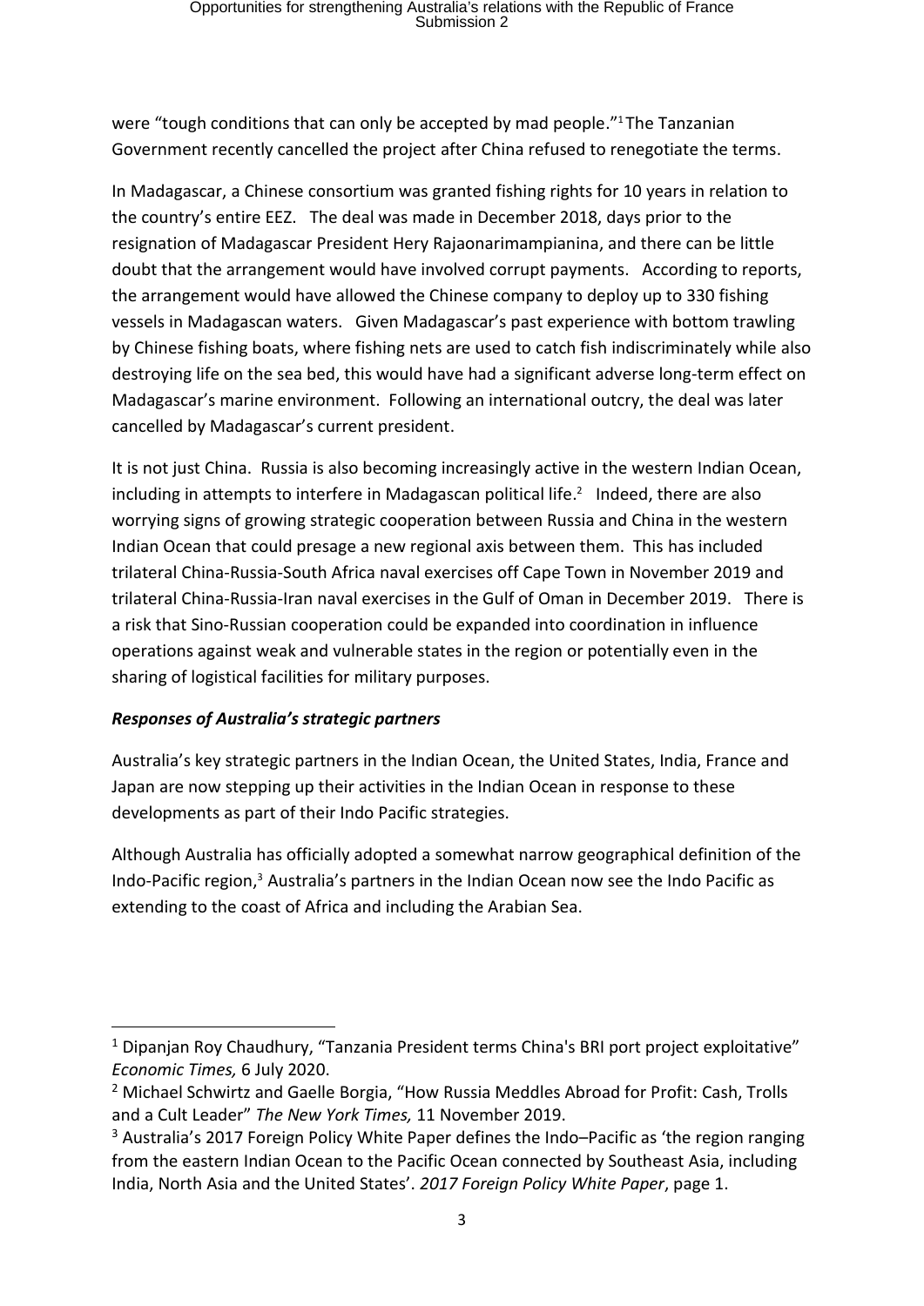were "tough conditions that can only be accepted by mad people."[1] The Tanzanian Government recently cancelled the project after China refused to renegotiate the terms.

In Madagascar, a Chinese consortium was granted fishing rights for 10 years in relation to the country's entire EEZ. The deal was made in December 2018, days prior to the resignation of Madagascar President Hery Rajaonarimampianina, and there can be little doubt that the arrangement would have involved corrupt payments. According to reports, the arrangement would have allowed the Chinese company to deploy up to 330 fishing vessels in Madagascan waters. Given Madagascar's past experience with bottom trawling by Chinese fishing boats, where fishing nets are used to catch fish indiscriminately while also destroying life on the sea bed, this would have had a significant adverse long-term effect on Madagascar's marine environment. Following an international outcry, the deal was later cancelled by Madagascar's current president.

It is not just China. Russia is also becoming increasingly active in the western Indian Ocean, including in attempts to interfere in Madagascan political life.[2] Indeed, there are also worrying signs of growing strategic cooperation between Russia and China in the western Indian Ocean that could presage a new regional axis between them. This has included trilateral China-Russia-South Africa naval exercises off Cape Town in November 2019 and trilateral China-Russia-Iran naval exercises in the Gulf of Oman in December 2019. There is a risk that Sino-Russian cooperation could be expanded into coordination in influence operations against weak and vulnerable states in the region or potentially even in the sharing of logistical facilities for military purposes.

### *Responses of Australia's strategic partners*

Australia's key strategic partners in the Indian Ocean, the United States, India, France and Japan are now stepping up their activities in the Indian Ocean in response to these developments as part of their Indo Pacific strategies.

Although Australia has officially adopted a somewhat narrow geographical definition of the Indo-Pacific region,[3] Australia's partners in the Indian Ocean now see the Indo Pacific as extending to the coast of Africa and including the Arabian Sea.

---

[1] Dipanjan Roy Chaudhury, "Tanzania President terms China's BRI port project exploitative" *Economic Times,* 6 July 2020.

[2] Michael Schwirtz and Gaelle Borgia, "How Russia Meddles Abroad for Profit: Cash, Trolls and a Cult Leader" *The New York Times,* 11 November 2019.

[3] Australia's 2017 Foreign Policy White Paper defines the Indo–Pacific as 'the region ranging from the eastern Indian Ocean to the Pacific Ocean connected by Southeast Asia, including India, North Asia and the United States'. *2017 Foreign Policy White Paper*, page 1.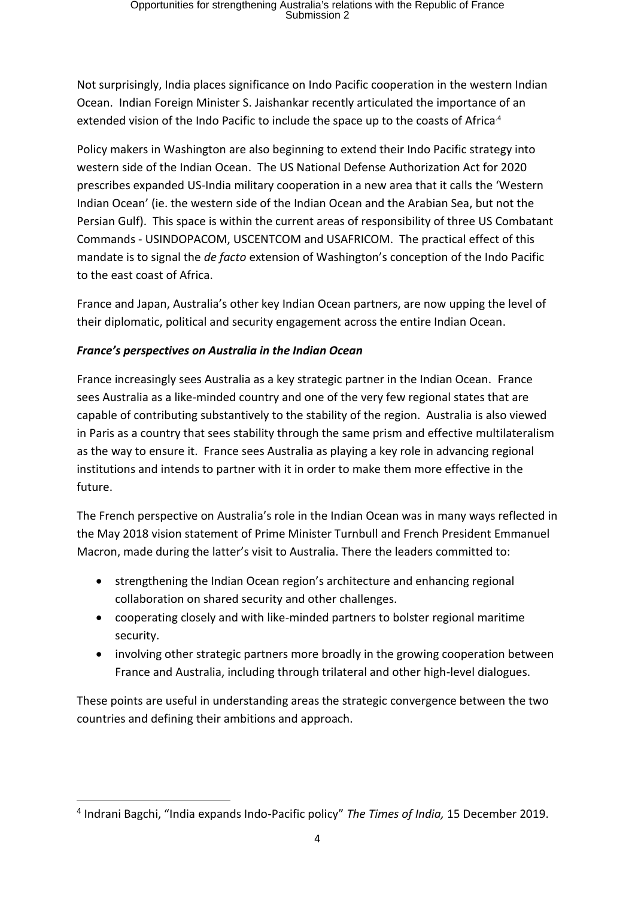Not surprisingly, India places significance on Indo Pacific cooperation in the western Indian Ocean. Indian Foreign Minister S. Jaishankar recently articulated the importance of an extended vision of the Indo Pacific to include the space up to the coasts of Africa.[4]

Policy makers in Washington are also beginning to extend their Indo Pacific strategy into western side of the Indian Ocean. The US National Defense Authorization Act for 2020 prescribes expanded US-India military cooperation in a new area that it calls the 'Western Indian Ocean' (ie. the western side of the Indian Ocean and the Arabian Sea, but not the Persian Gulf). This space is within the current areas of responsibility of three US Combatant Commands - USINDOPACOM, USCENTCOM and USAFRICOM. The practical effect of this mandate is to signal the *de facto* extension of Washington's conception of the Indo Pacific to the east coast of Africa.

France and Japan, Australia's other key Indian Ocean partners, are now upping the level of their diplomatic, political and security engagement across the entire Indian Ocean.

***France's perspectives on Australia in the Indian Ocean***

France increasingly sees Australia as a key strategic partner in the Indian Ocean. France sees Australia as a like-minded country and one of the very few regional states that are capable of contributing substantively to the stability of the region. Australia is also viewed in Paris as a country that sees stability through the same prism and effective multilateralism as the way to ensure it. France sees Australia as playing a key role in advancing regional institutions and intends to partner with it in order to make them more effective in the future.

The French perspective on Australia's role in the Indian Ocean was in many ways reflected in the May 2018 vision statement of Prime Minister Turnbull and French President Emmanuel Macron, made during the latter's visit to Australia. There the leaders committed to:

- strengthening the Indian Ocean region's architecture and enhancing regional collaboration on shared security and other challenges.
- cooperating closely and with like-minded partners to bolster regional maritime security.
- involving other strategic partners more broadly in the growing cooperation between France and Australia, including through trilateral and other high-level dialogues.

These points are useful in understanding areas the strategic convergence between the two countries and defining their ambitions and approach.

---

[4] Indrani Bagchi, "India expands Indo-Pacific policy" *The Times of India,* 15 December 2019.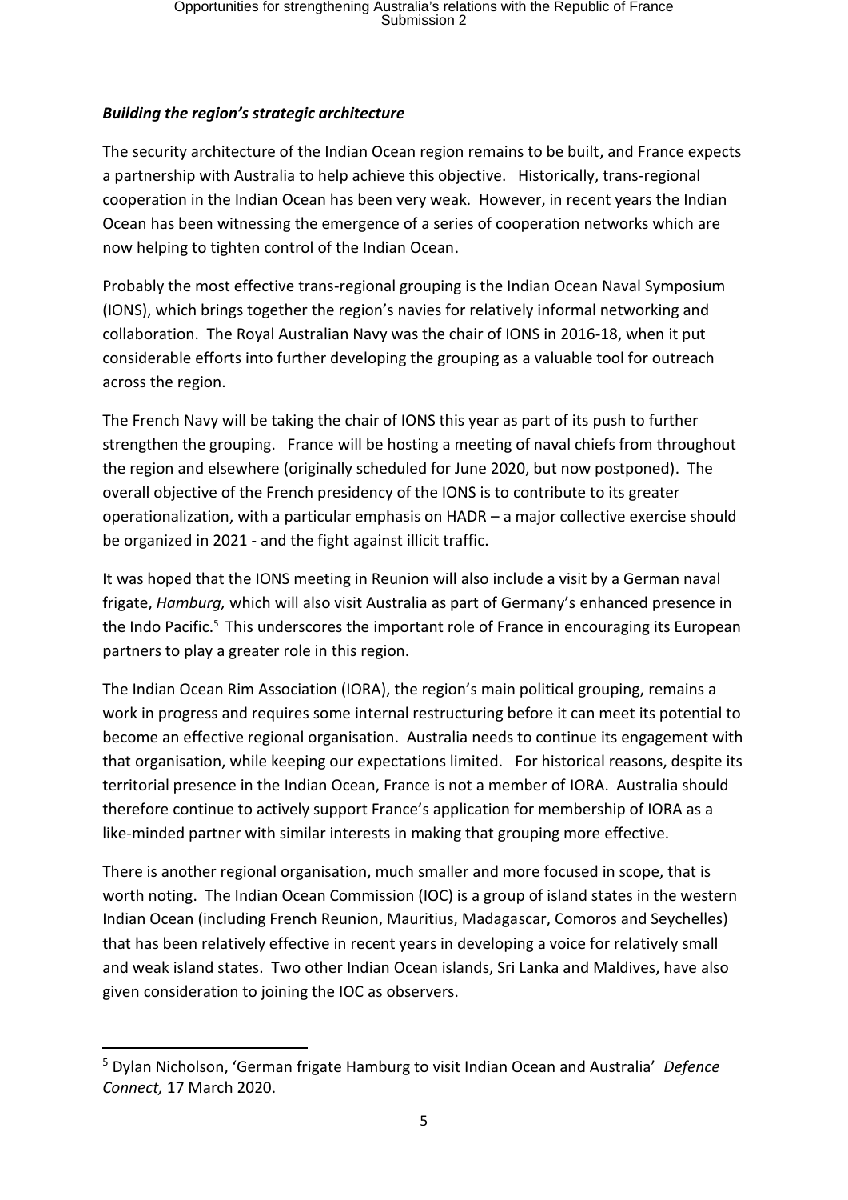***Building the region's strategic architecture***

The security architecture of the Indian Ocean region remains to be built, and France expects a partnership with Australia to help achieve this objective. Historically, trans-regional cooperation in the Indian Ocean has been very weak. However, in recent years the Indian Ocean has been witnessing the emergence of a series of cooperation networks which are now helping to tighten control of the Indian Ocean.

Probably the most effective trans-regional grouping is the Indian Ocean Naval Symposium (IONS), which brings together the region's navies for relatively informal networking and collaboration. The Royal Australian Navy was the chair of IONS in 2016-18, when it put considerable efforts into further developing the grouping as a valuable tool for outreach across the region.

The French Navy will be taking the chair of IONS this year as part of its push to further strengthen the grouping. France will be hosting a meeting of naval chiefs from throughout the region and elsewhere (originally scheduled for June 2020, but now postponed). The overall objective of the French presidency of the IONS is to contribute to its greater operationalization, with a particular emphasis on HADR – a major collective exercise should be organized in 2021 - and the fight against illicit traffic.

It was hoped that the IONS meeting in Reunion will also include a visit by a German naval frigate, *Hamburg,* which will also visit Australia as part of Germany's enhanced presence in the Indo Pacific.[5] This underscores the important role of France in encouraging its European partners to play a greater role in this region.

The Indian Ocean Rim Association (IORA), the region's main political grouping, remains a work in progress and requires some internal restructuring before it can meet its potential to become an effective regional organisation. Australia needs to continue its engagement with that organisation, while keeping our expectations limited. For historical reasons, despite its territorial presence in the Indian Ocean, France is not a member of IORA. Australia should therefore continue to actively support France's application for membership of IORA as a like-minded partner with similar interests in making that grouping more effective.

There is another regional organisation, much smaller and more focused in scope, that is worth noting. The Indian Ocean Commission (IOC) is a group of island states in the western Indian Ocean (including French Reunion, Mauritius, Madagascar, Comoros and Seychelles) that has been relatively effective in recent years in developing a voice for relatively small and weak island states. Two other Indian Ocean islands, Sri Lanka and Maldives, have also given consideration to joining the IOC as observers.

---

[5] Dylan Nicholson, 'German frigate Hamburg to visit Indian Ocean and Australia' *Defence Connect,* 17 March 2020.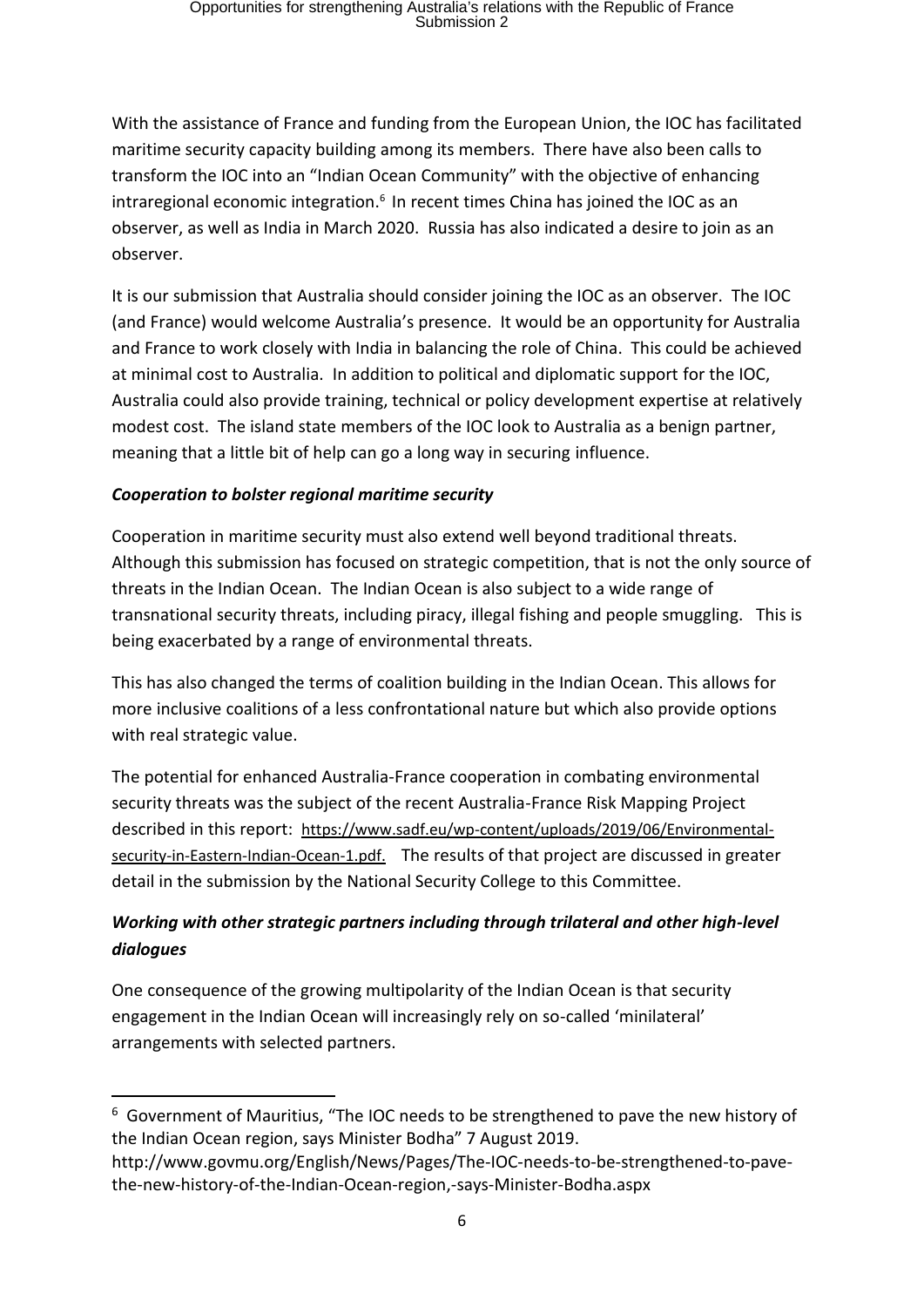With the assistance of France and funding from the European Union, the IOC has facilitated maritime security capacity building among its members. There have also been calls to transform the IOC into an "Indian Ocean Community" with the objective of enhancing intraregional economic integration.[6] In recent times China has joined the IOC as an observer, as well as India in March 2020. Russia has also indicated a desire to join as an observer.

It is our submission that Australia should consider joining the IOC as an observer. The IOC (and France) would welcome Australia's presence. It would be an opportunity for Australia and France to work closely with India in balancing the role of China. This could be achieved at minimal cost to Australia. In addition to political and diplomatic support for the IOC, Australia could also provide training, technical or policy development expertise at relatively modest cost. The island state members of the IOC look to Australia as a benign partner, meaning that a little bit of help can go a long way in securing influence.

***Cooperation to bolster regional maritime security***

Cooperation in maritime security must also extend well beyond traditional threats. Although this submission has focused on strategic competition, that is not the only source of threats in the Indian Ocean. The Indian Ocean is also subject to a wide range of transnational security threats, including piracy, illegal fishing and people smuggling. This is being exacerbated by a range of environmental threats.

This has also changed the terms of coalition building in the Indian Ocean. This allows for more inclusive coalitions of a less confrontational nature but which also provide options with real strategic value.

The potential for enhanced Australia-France cooperation in combating environmental security threats was the subject of the recent Australia-France Risk Mapping Project described in this report: https://www.sadf.eu/wp-content/uploads/2019/06/Environmental-security-in-Eastern-Indian-Ocean-1.pdf. The results of that project are discussed in greater detail in the submission by the National Security College to this Committee.

***Working with other strategic partners including through trilateral and other high-level dialogues***

One consequence of the growing multipolarity of the Indian Ocean is that security engagement in the Indian Ocean will increasingly rely on so-called 'minilateral' arrangements with selected partners.

---

[6] Government of Mauritius, "The IOC needs to be strengthened to pave the new history of the Indian Ocean region, says Minister Bodha" 7 August 2019. http://www.govmu.org/English/News/Pages/The-IOC-needs-to-be-strengthened-to-pave-the-new-history-of-the-Indian-Ocean-region,-says-Minister-Bodha.aspx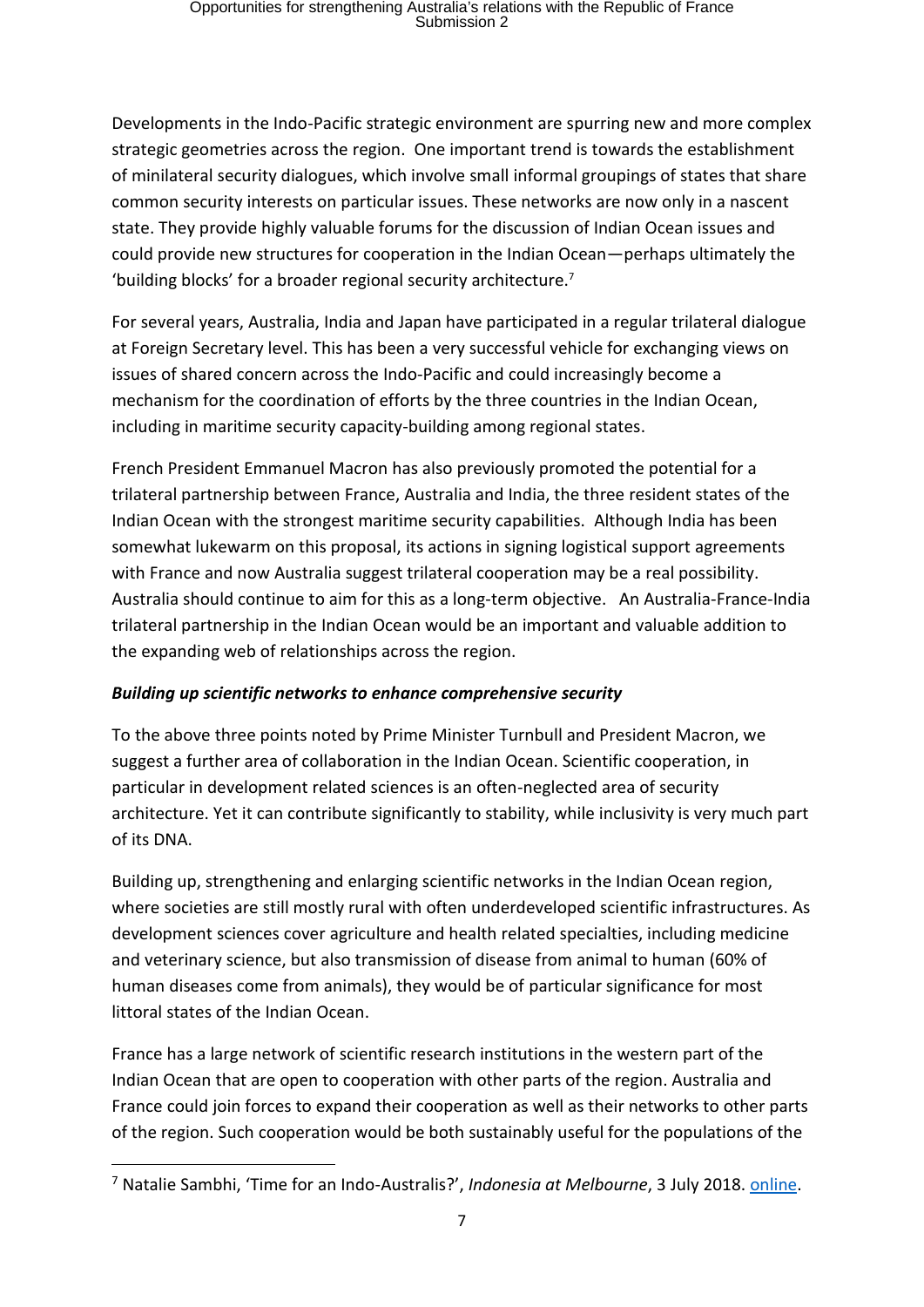Developments in the Indo-Pacific strategic environment are spurring new and more complex strategic geometries across the region. One important trend is towards the establishment of minilateral security dialogues, which involve small informal groupings of states that share common security interests on particular issues. These networks are now only in a nascent state. They provide highly valuable forums for the discussion of Indian Ocean issues and could provide new structures for cooperation in the Indian Ocean—perhaps ultimately the 'building blocks' for a broader regional security architecture.[7]

For several years, Australia, India and Japan have participated in a regular trilateral dialogue at Foreign Secretary level. This has been a very successful vehicle for exchanging views on issues of shared concern across the Indo-Pacific and could increasingly become a mechanism for the coordination of efforts by the three countries in the Indian Ocean, including in maritime security capacity-building among regional states.

French President Emmanuel Macron has also previously promoted the potential for a trilateral partnership between France, Australia and India, the three resident states of the Indian Ocean with the strongest maritime security capabilities. Although India has been somewhat lukewarm on this proposal, its actions in signing logistical support agreements with France and now Australia suggest trilateral cooperation may be a real possibility. Australia should continue to aim for this as a long-term objective. An Australia-France-India trilateral partnership in the Indian Ocean would be an important and valuable addition to the expanding web of relationships across the region.

***Building up scientific networks to enhance comprehensive security***

To the above three points noted by Prime Minister Turnbull and President Macron, we suggest a further area of collaboration in the Indian Ocean. Scientific cooperation, in particular in development related sciences is an often-neglected area of security architecture. Yet it can contribute significantly to stability, while inclusivity is very much part of its DNA.

Building up, strengthening and enlarging scientific networks in the Indian Ocean region, where societies are still mostly rural with often underdeveloped scientific infrastructures. As development sciences cover agriculture and health related specialties, including medicine and veterinary science, but also transmission of disease from animal to human (60% of human diseases come from animals), they would be of particular significance for most littoral states of the Indian Ocean.

France has a large network of scientific research institutions in the western part of the Indian Ocean that are open to cooperation with other parts of the region. Australia and France could join forces to expand their cooperation as well as their networks to other parts of the region. Such cooperation would be both sustainably useful for the populations of the

---

[7] Natalie Sambhi, 'Time for an Indo-Australis?', *Indonesia at Melbourne*, 3 July 2018. online.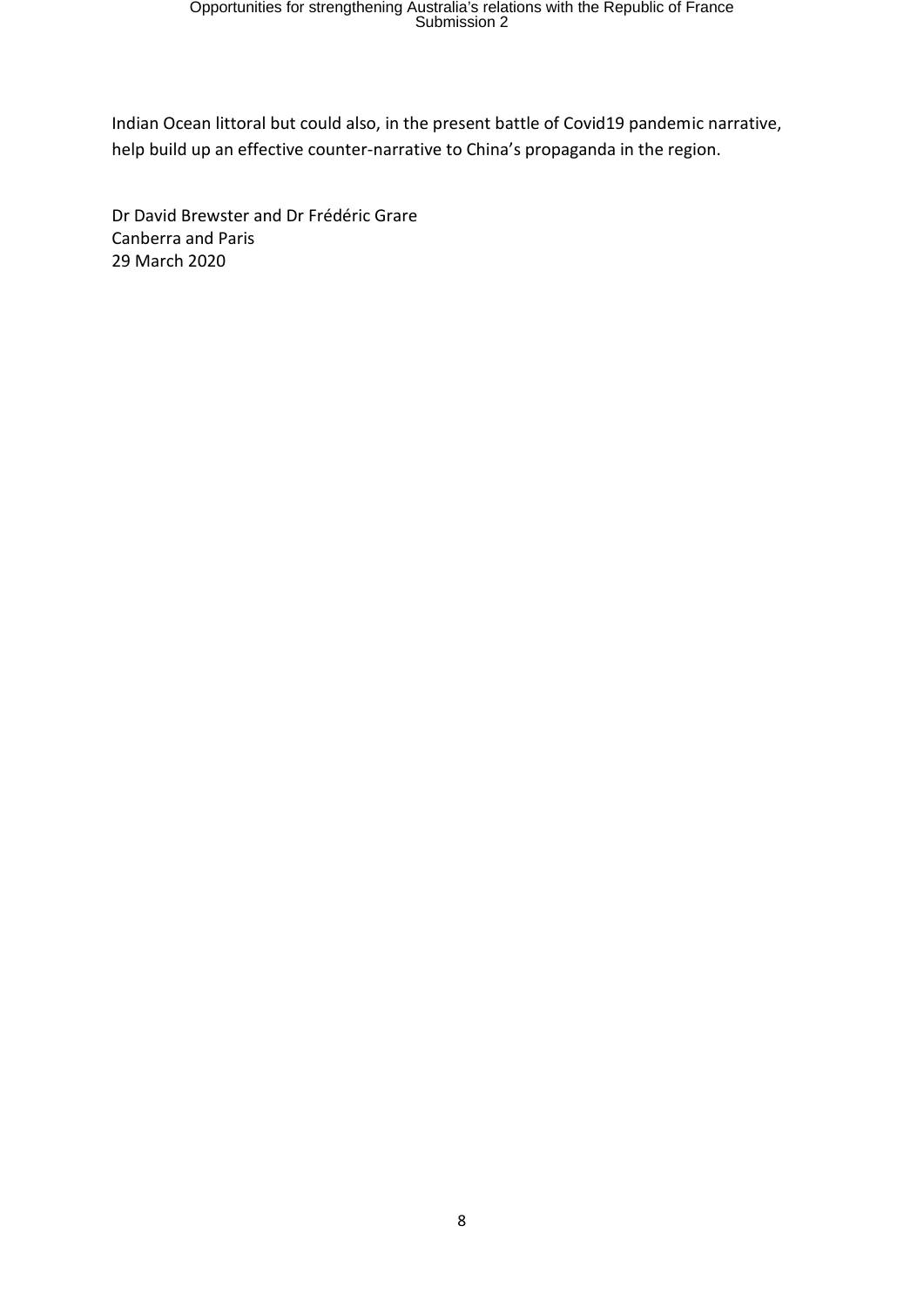Indian Ocean littoral but could also, in the present battle of Covid19 pandemic narrative, help build up an effective counter-narrative to China's propaganda in the region.

Dr David Brewster and Dr Frédéric Grare
Canberra and Paris
29 March 2020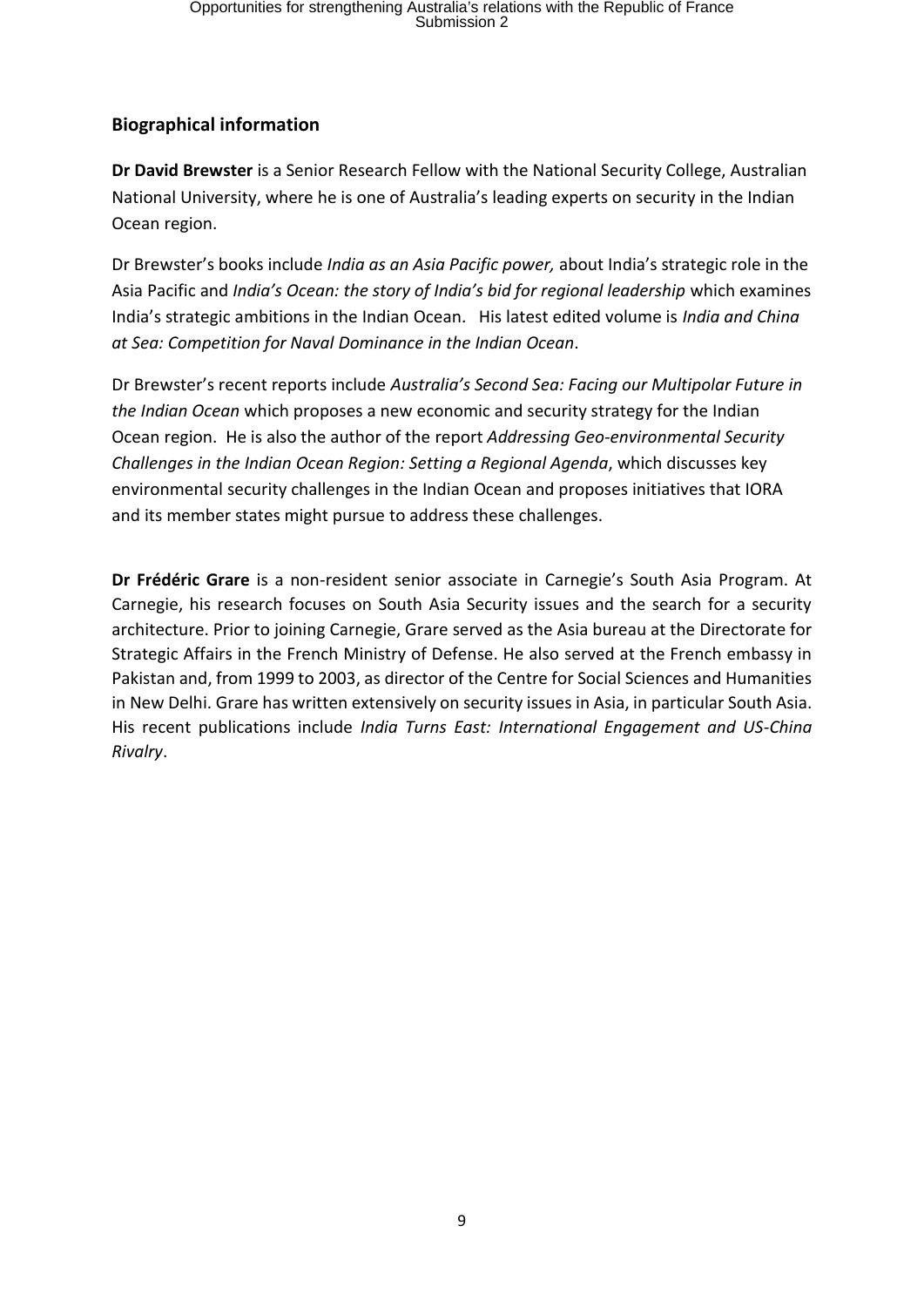## Biographical information

**Dr David Brewster** is a Senior Research Fellow with the National Security College, Australian National University, where he is one of Australia's leading experts on security in the Indian Ocean region.

Dr Brewster's books include *India as an Asia Pacific power,* about India's strategic role in the Asia Pacific and *India's Ocean: the story of India's bid for regional leadership* which examines India's strategic ambitions in the Indian Ocean. His latest edited volume is *India and China at Sea: Competition for Naval Dominance in the Indian Ocean*.

Dr Brewster's recent reports include *Australia's Second Sea: Facing our Multipolar Future in the Indian Ocean* which proposes a new economic and security strategy for the Indian Ocean region. He is also the author of the report *Addressing Geo-environmental Security Challenges in the Indian Ocean Region: Setting a Regional Agenda*, which discusses key environmental security challenges in the Indian Ocean and proposes initiatives that IORA and its member states might pursue to address these challenges.

**Dr Frédéric Grare** is a non-resident senior associate in Carnegie's South Asia Program. At Carnegie, his research focuses on South Asia Security issues and the search for a security architecture. Prior to joining Carnegie, Grare served as the Asia bureau at the Directorate for Strategic Affairs in the French Ministry of Defense. He also served at the French embassy in Pakistan and, from 1999 to 2003, as director of the Centre for Social Sciences and Humanities in New Delhi. Grare has written extensively on security issues in Asia, in particular South Asia. His recent publications include *India Turns East: International Engagement and US-China Rivalry*.